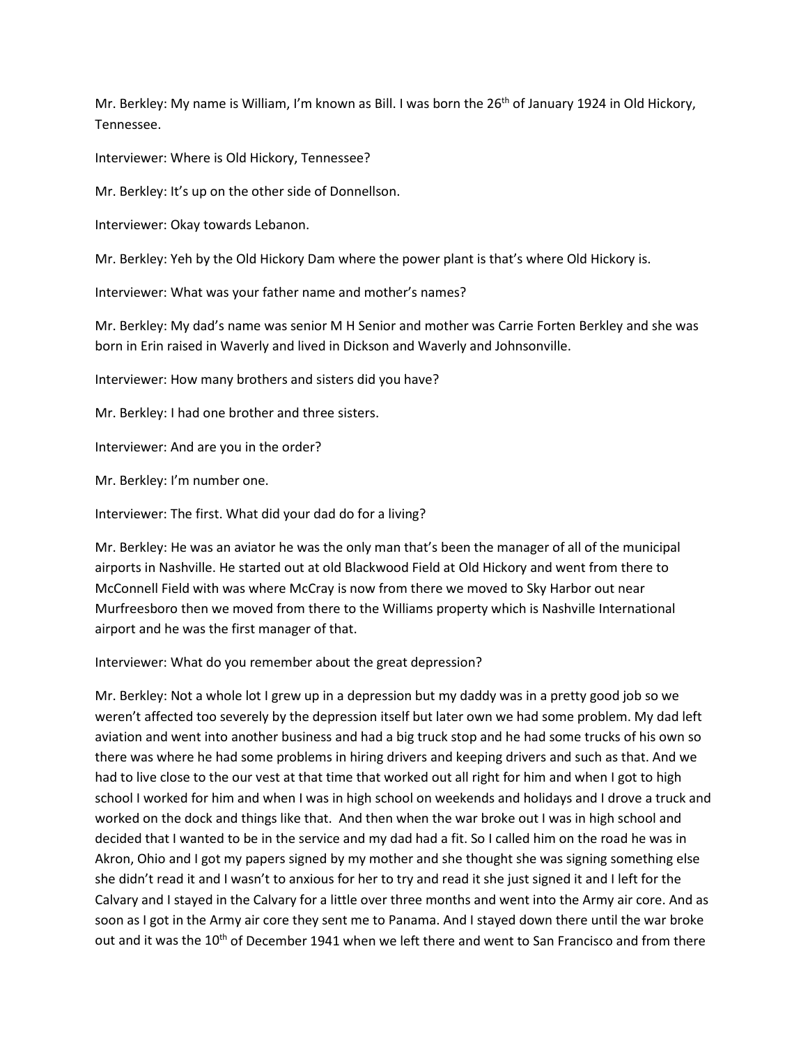Mr. Berkley: My name is William, I'm known as Bill. I was born the 26th of January 1924 in Old Hickory, Tennessee.

Interviewer: Where is Old Hickory, Tennessee?

Mr. Berkley: It's up on the other side of Donnellson.

Interviewer: Okay towards Lebanon.

Mr. Berkley: Yeh by the Old Hickory Dam where the power plant is that's where Old Hickory is.

Interviewer: What was your father name and mother's names?

Mr. Berkley: My dad's name was senior M H Senior and mother was Carrie Forten Berkley and she was born in Erin raised in Waverly and lived in Dickson and Waverly and Johnsonville.

Interviewer: How many brothers and sisters did you have?

Mr. Berkley: I had one brother and three sisters.

Interviewer: And are you in the order?

Mr. Berkley: I'm number one.

Interviewer: The first. What did your dad do for a living?

Mr. Berkley: He was an aviator he was the only man that's been the manager of all of the municipal airports in Nashville. He started out at old Blackwood Field at Old Hickory and went from there to McConnell Field with was where McCray is now from there we moved to Sky Harbor out near Murfreesboro then we moved from there to the Williams property which is Nashville International airport and he was the first manager of that.

Interviewer: What do you remember about the great depression?

Mr. Berkley: Not a whole lot I grew up in a depression but my daddy was in a pretty good job so we weren't affected too severely by the depression itself but later own we had some problem. My dad left aviation and went into another business and had a big truck stop and he had some trucks of his own so there was where he had some problems in hiring drivers and keeping drivers and such as that. And we had to live close to the our vest at that time that worked out all right for him and when I got to high school I worked for him and when I was in high school on weekends and holidays and I drove a truck and worked on the dock and things like that. And then when the war broke out I was in high school and decided that I wanted to be in the service and my dad had a fit. So I called him on the road he was in Akron, Ohio and I got my papers signed by my mother and she thought she was signing something else she didn't read it and I wasn't to anxious for her to try and read it she just signed it and I left for the Calvary and I stayed in the Calvary for a little over three months and went into the Army air core. And as soon as I got in the Army air core they sent me to Panama. And I stayed down there until the war broke out and it was the 10th of December 1941 when we left there and went to San Francisco and from there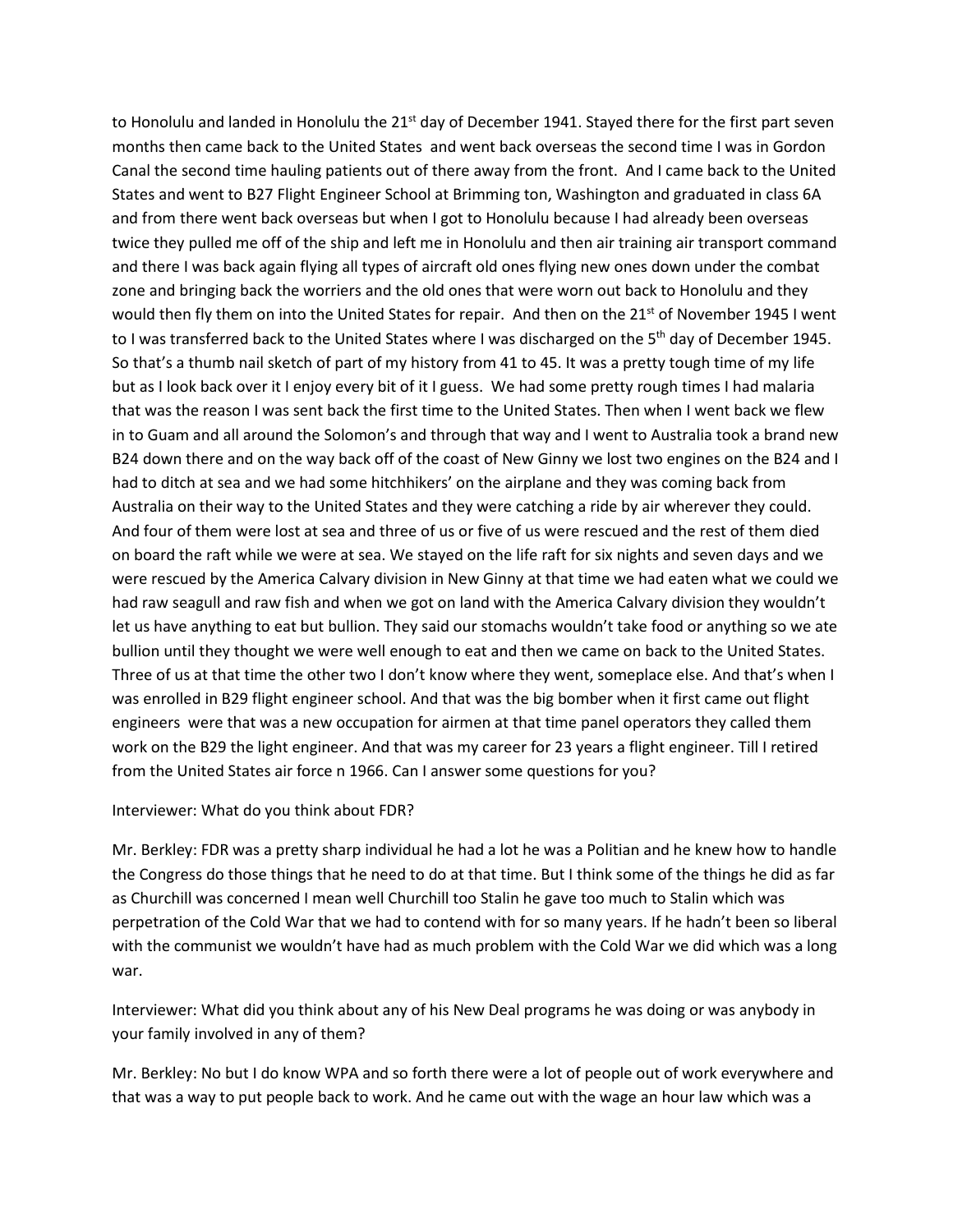to Honolulu and landed in Honolulu the 21st day of December 1941. Stayed there for the first part seven months then came back to the United States and went back overseas the second time I was in Gordon Canal the second time hauling patients out of there away from the front. And I came back to the United States and went to B27 Flight Engineer School at Brimming ton, Washington and graduated in class 6A and from there went back overseas but when I got to Honolulu because I had already been overseas twice they pulled me off of the ship and left me in Honolulu and then air training air transport command and there I was back again flying all types of aircraft old ones flying new ones down under the combat zone and bringing back the worriers and the old ones that were worn out back to Honolulu and they would then fly them on into the United States for repair. And then on the 21st of November 1945 I went to I was transferred back to the United States where I was discharged on the 5th day of December 1945. So that's a thumb nail sketch of part of my history from 41 to 45. It was a pretty tough time of my life but as I look back over it I enjoy every bit of it I guess. We had some pretty rough times I had malaria that was the reason I was sent back the first time to the United States. Then when I went back we flew in to Guam and all around the Solomon's and through that way and I went to Australia took a brand new B24 down there and on the way back off of the coast of New Ginny we lost two engines on the B24 and I had to ditch at sea and we had some hitchhikers' on the airplane and they was coming back from Australia on their way to the United States and they were catching a ride by air wherever they could. And four of them were lost at sea and three of us or five of us were rescued and the rest of them died on board the raft while we were at sea. We stayed on the life raft for six nights and seven days and we were rescued by the America Calvary division in New Ginny at that time we had eaten what we could we had raw seagull and raw fish and when we got on land with the America Calvary division they wouldn't let us have anything to eat but bullion. They said our stomachs wouldn't take food or anything so we ate bullion until they thought we were well enough to eat and then we came on back to the United States. Three of us at that time the other two I don't know where they went, someplace else. And that's when I was enrolled in B29 flight engineer school. And that was the big bomber when it first came out flight engineers were that was a new occupation for airmen at that time panel operators they called them work on the B29 the light engineer. And that was my career for 23 years a flight engineer. Till I retired from the United States air force n 1966. Can I answer some questions for you?

Interviewer: What do you think about FDR?

Mr. Berkley: FDR was a pretty sharp individual he had a lot he was a Politian and he knew how to handle the Congress do those things that he need to do at that time. But I think some of the things he did as far as Churchill was concerned I mean well Churchill too Stalin he gave too much to Stalin which was perpetration of the Cold War that we had to contend with for so many years. If he hadn't been so liberal with the communist we wouldn't have had as much problem with the Cold War we did which was a long war.

Interviewer: What did you think about any of his New Deal programs he was doing or was anybody in your family involved in any of them?

Mr. Berkley: No but I do know WPA and so forth there were a lot of people out of work everywhere and that was a way to put people back to work. And he came out with the wage an hour law which was a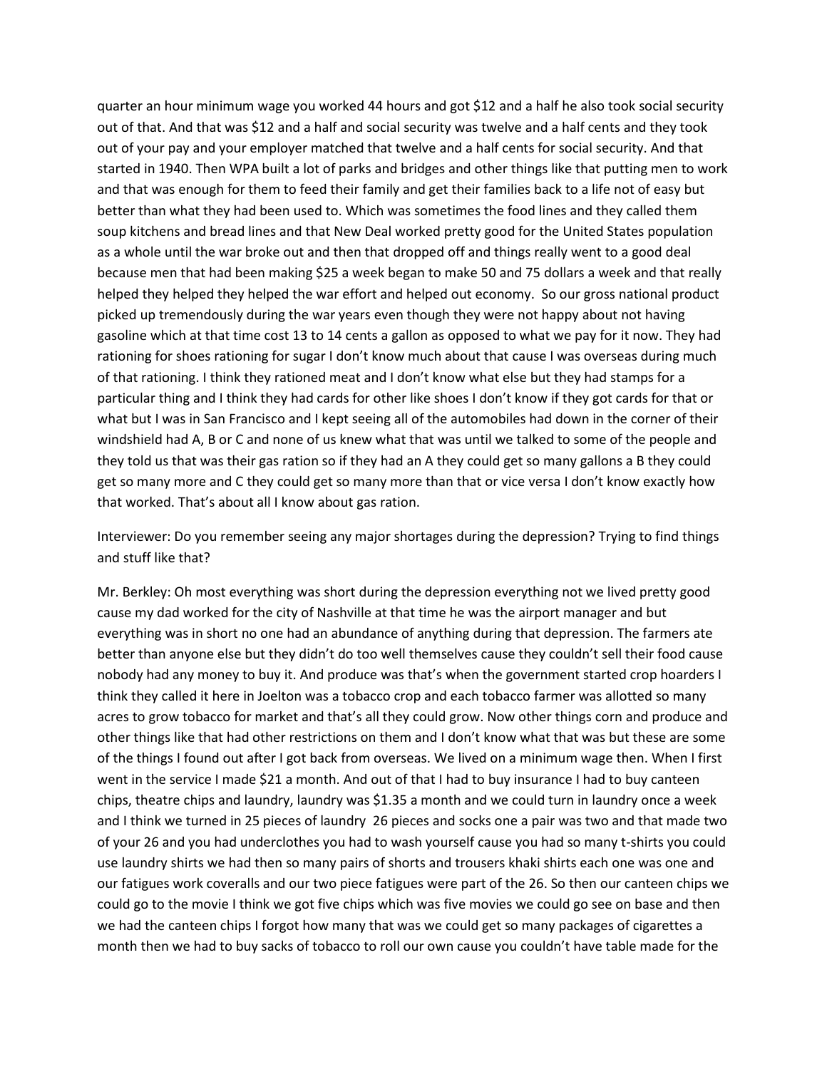quarter an hour minimum wage you worked 44 hours and got $12 and a half he also took social security out of that. And that was $12 and a half and social security was twelve and a half cents and they took out of your pay and your employer matched that twelve and a half cents for social security. And that started in 1940. Then WPA built a lot of parks and bridges and other things like that putting men to work and that was enough for them to feed their family and get their families back to a life not of easy but better than what they had been used to. Which was sometimes the food lines and they called them soup kitchens and bread lines and that New Deal worked pretty good for the United States population as a whole until the war broke out and then that dropped off and things really went to a good deal because men that had been making $25 a week began to make 50 and 75 dollars a week and that really helped they helped they helped the war effort and helped out economy. So our gross national product picked up tremendously during the war years even though they were not happy about not having gasoline which at that time cost 13 to 14 cents a gallon as opposed to what we pay for it now. They had rationing for shoes rationing for sugar I don't know much about that cause I was overseas during much of that rationing. I think they rationed meat and I don't know what else but they had stamps for a particular thing and I think they had cards for other like shoes I don't know if they got cards for that or what but I was in San Francisco and I kept seeing all of the automobiles had down in the corner of their windshield had A, B or C and none of us knew what that was until we talked to some of the people and they told us that was their gas ration so if they had an A they could get so many gallons a B they could get so many more and C they could get so many more than that or vice versa I don't know exactly how that worked. That's about all I know about gas ration.

Interviewer: Do you remember seeing any major shortages during the depression? Trying to find things and stuff like that?

Mr. Berkley: Oh most everything was short during the depression everything not we lived pretty good cause my dad worked for the city of Nashville at that time he was the airport manager and but everything was in short no one had an abundance of anything during that depression. The farmers ate better than anyone else but they didn't do too well themselves cause they couldn't sell their food cause nobody had any money to buy it. And produce was that's when the government started crop hoarders I think they called it here in Joelton was a tobacco crop and each tobacco farmer was allotted so many acres to grow tobacco for market and that's all they could grow. Now other things corn and produce and other things like that had other restrictions on them and I don't know what that was but these are some of the things I found out after I got back from overseas. We lived on a minimum wage then. When I first went in the service I made $21 a month. And out of that I had to buy insurance I had to buy canteen chips, theatre chips and laundry, laundry was $1.35 a month and we could turn in laundry once a week and I think we turned in 25 pieces of laundry 26 pieces and socks one a pair was two and that made two of your 26 and you had underclothes you had to wash yourself cause you had so many t-shirts you could use laundry shirts we had then so many pairs of shorts and trousers khaki shirts each one was one and our fatigues work coveralls and our two piece fatigues were part of the 26. So then our canteen chips we could go to the movie I think we got five chips which was five movies we could go see on base and then we had the canteen chips I forgot how many that was we could get so many packages of cigarettes a month then we had to buy sacks of tobacco to roll our own cause you couldn't have table made for the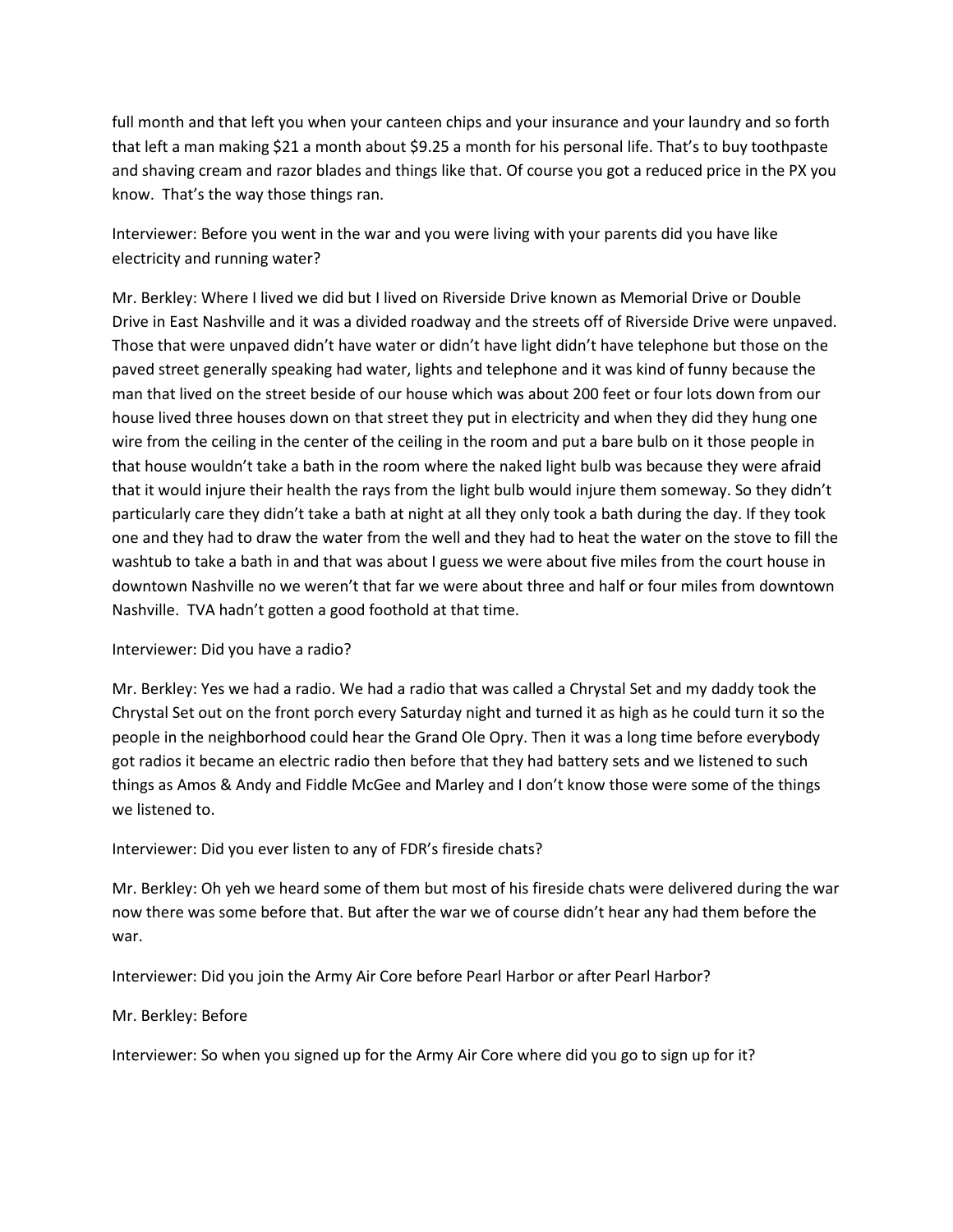full month and that left you when your canteen chips and your insurance and your laundry and so forth that left a man making $21 a month about $9.25 a month for his personal life. That's to buy toothpaste and shaving cream and razor blades and things like that. Of course you got a reduced price in the PX you know. That's the way those things ran.

Interviewer: Before you went in the war and you were living with your parents did you have like electricity and running water?

Mr. Berkley: Where I lived we did but I lived on Riverside Drive known as Memorial Drive or Double Drive in East Nashville and it was a divided roadway and the streets off of Riverside Drive were unpaved. Those that were unpaved didn't have water or didn't have light didn't have telephone but those on the paved street generally speaking had water, lights and telephone and it was kind of funny because the man that lived on the street beside of our house which was about 200 feet or four lots down from our house lived three houses down on that street they put in electricity and when they did they hung one wire from the ceiling in the center of the ceiling in the room and put a bare bulb on it those people in that house wouldn't take a bath in the room where the naked light bulb was because they were afraid that it would injure their health the rays from the light bulb would injure them someway. So they didn't particularly care they didn't take a bath at night at all they only took a bath during the day. If they took one and they had to draw the water from the well and they had to heat the water on the stove to fill the washtub to take a bath in and that was about I guess we were about five miles from the court house in downtown Nashville no we weren't that far we were about three and half or four miles from downtown Nashville. TVA hadn't gotten a good foothold at that time.

Interviewer: Did you have a radio?

Mr. Berkley: Yes we had a radio. We had a radio that was called a Chrystal Set and my daddy took the Chrystal Set out on the front porch every Saturday night and turned it as high as he could turn it so the people in the neighborhood could hear the Grand Ole Opry. Then it was a long time before everybody got radios it became an electric radio then before that they had battery sets and we listened to such things as Amos & Andy and Fiddle McGee and Marley and I don't know those were some of the things we listened to.

Interviewer: Did you ever listen to any of FDR's fireside chats?

Mr. Berkley: Oh yeh we heard some of them but most of his fireside chats were delivered during the war now there was some before that. But after the war we of course didn't hear any had them before the war.

Interviewer: Did you join the Army Air Core before Pearl Harbor or after Pearl Harbor?

Mr. Berkley: Before

Interviewer: So when you signed up for the Army Air Core where did you go to sign up for it?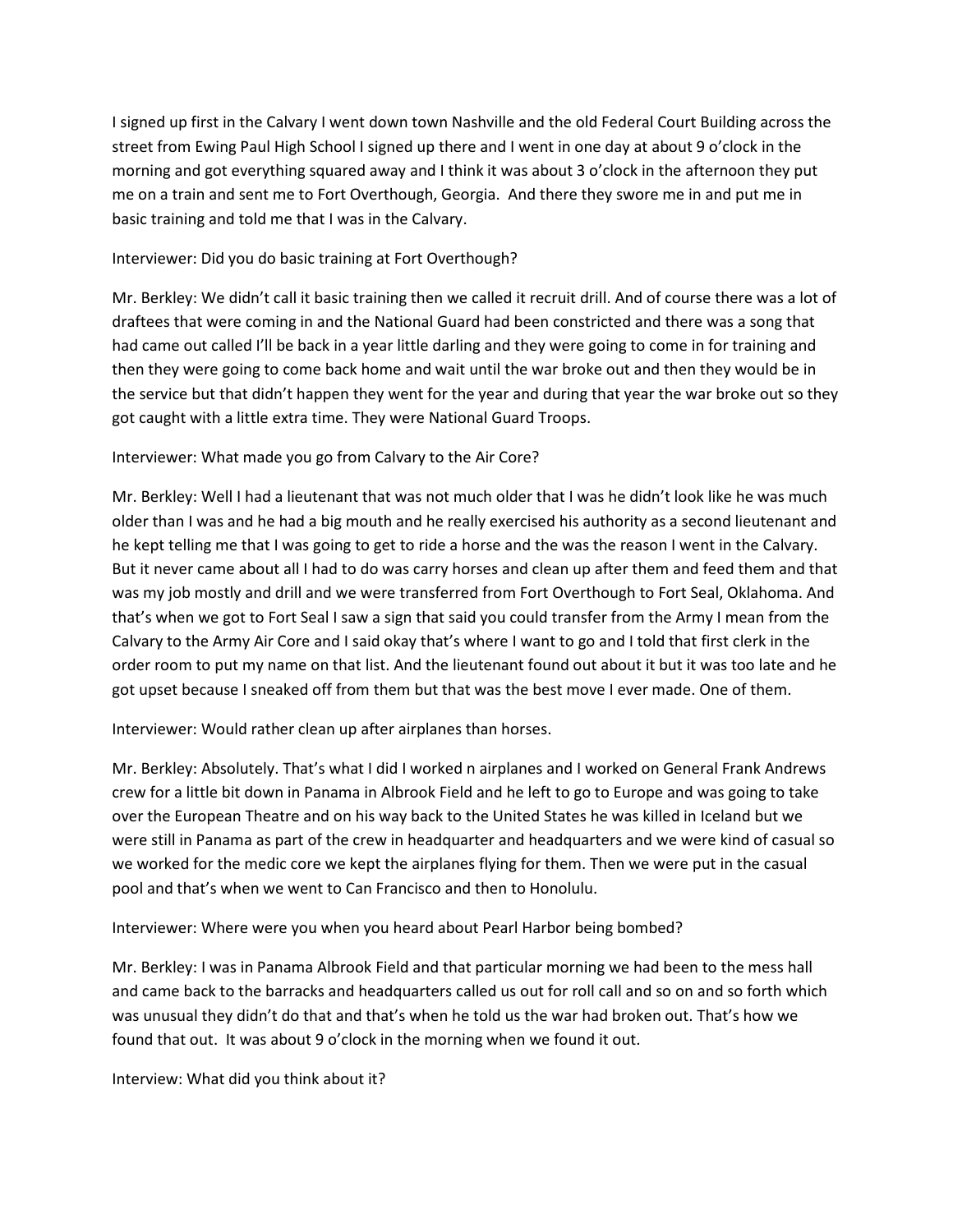I signed up first in the Calvary I went down town Nashville and the old Federal Court Building across the street from Ewing Paul High School I signed up there and I went in one day at about 9 o'clock in the morning and got everything squared away and I think it was about 3 o'clock in the afternoon they put me on a train and sent me to Fort Overthough, Georgia. And there they swore me in and put me in basic training and told me that I was in the Calvary.

Interviewer: Did you do basic training at Fort Overthough?

Mr. Berkley: We didn't call it basic training then we called it recruit drill. And of course there was a lot of draftees that were coming in and the National Guard had been constricted and there was a song that had came out called I'll be back in a year little darling and they were going to come in for training and then they were going to come back home and wait until the war broke out and then they would be in the service but that didn't happen they went for the year and during that year the war broke out so they got caught with a little extra time. They were National Guard Troops.

Interviewer: What made you go from Calvary to the Air Core?

Mr. Berkley: Well I had a lieutenant that was not much older that I was he didn't look like he was much older than I was and he had a big mouth and he really exercised his authority as a second lieutenant and he kept telling me that I was going to get to ride a horse and the was the reason I went in the Calvary. But it never came about all I had to do was carry horses and clean up after them and feed them and that was my job mostly and drill and we were transferred from Fort Overthough to Fort Seal, Oklahoma. And that's when we got to Fort Seal I saw a sign that said you could transfer from the Army I mean from the Calvary to the Army Air Core and I said okay that's where I want to go and I told that first clerk in the order room to put my name on that list. And the lieutenant found out about it but it was too late and he got upset because I sneaked off from them but that was the best move I ever made. One of them.

Interviewer: Would rather clean up after airplanes than horses.

Mr. Berkley: Absolutely. That's what I did I worked n airplanes and I worked on General Frank Andrews crew for a little bit down in Panama in Albrook Field and he left to go to Europe and was going to take over the European Theatre and on his way back to the United States he was killed in Iceland but we were still in Panama as part of the crew in headquarter and headquarters and we were kind of casual so we worked for the medic core we kept the airplanes flying for them. Then we were put in the casual pool and that's when we went to Can Francisco and then to Honolulu.

Interviewer: Where were you when you heard about Pearl Harbor being bombed?

Mr. Berkley: I was in Panama Albrook Field and that particular morning we had been to the mess hall and came back to the barracks and headquarters called us out for roll call and so on and so forth which was unusual they didn't do that and that's when he told us the war had broken out. That's how we found that out. It was about 9 o'clock in the morning when we found it out.

Interview: What did you think about it?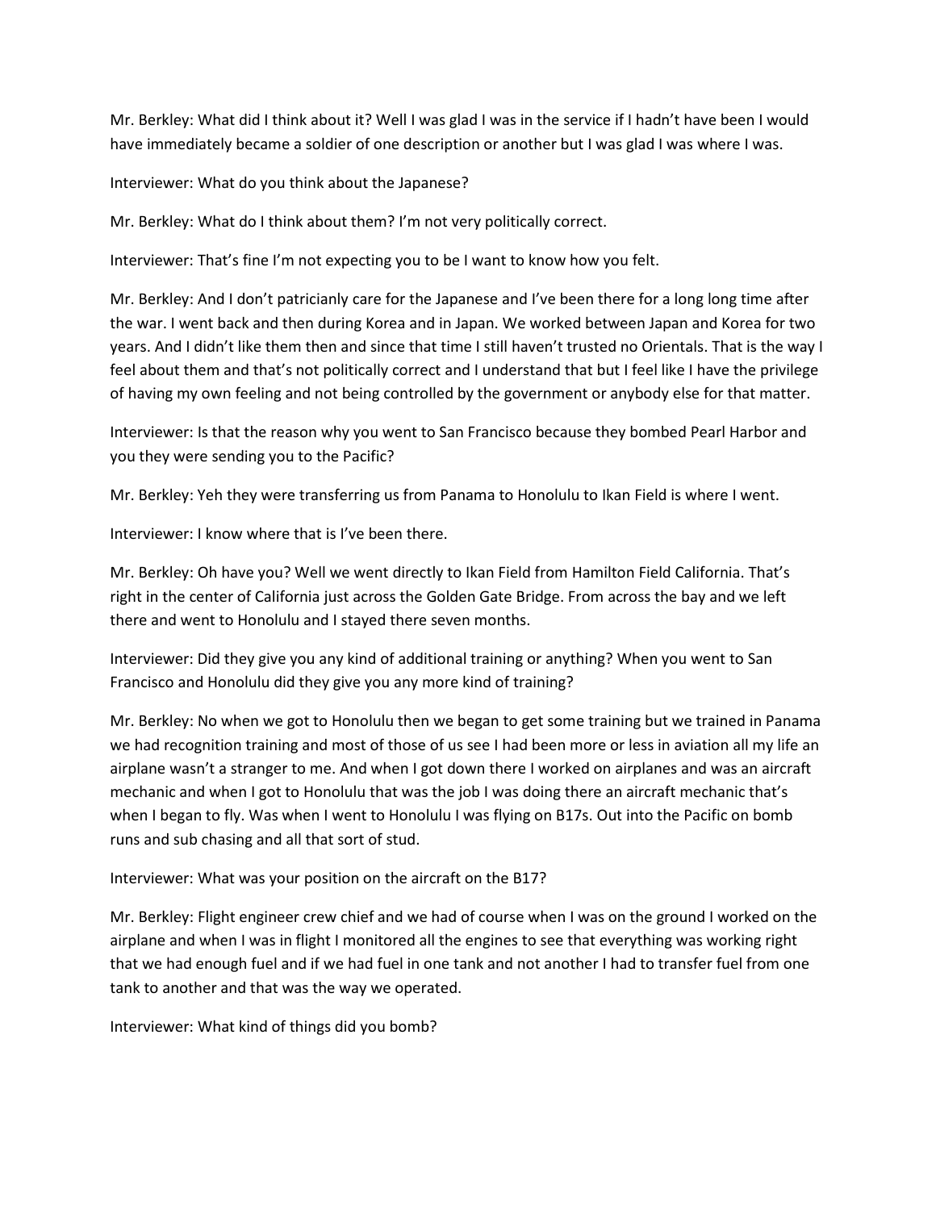Mr. Berkley: What did I think about it? Well I was glad I was in the service if I hadn't have been I would have immediately became a soldier of one description or another but I was glad I was where I was.

Interviewer: What do you think about the Japanese?

Mr. Berkley: What do I think about them? I'm not very politically correct.

Interviewer: That's fine I'm not expecting you to be I want to know how you felt.

Mr. Berkley: And I don't patricianly care for the Japanese and I've been there for a long long time after the war. I went back and then during Korea and in Japan. We worked between Japan and Korea for two years. And I didn't like them then and since that time I still haven't trusted no Orientals. That is the way I feel about them and that's not politically correct and I understand that but I feel like I have the privilege of having my own feeling and not being controlled by the government or anybody else for that matter.

Interviewer: Is that the reason why you went to San Francisco because they bombed Pearl Harbor and you they were sending you to the Pacific?

Mr. Berkley: Yeh they were transferring us from Panama to Honolulu to Ikan Field is where I went.

Interviewer: I know where that is I've been there.

Mr. Berkley: Oh have you? Well we went directly to Ikan Field from Hamilton Field California. That's right in the center of California just across the Golden Gate Bridge. From across the bay and we left there and went to Honolulu and I stayed there seven months.

Interviewer: Did they give you any kind of additional training or anything? When you went to San Francisco and Honolulu did they give you any more kind of training?

Mr. Berkley: No when we got to Honolulu then we began to get some training but we trained in Panama we had recognition training and most of those of us see I had been more or less in aviation all my life an airplane wasn't a stranger to me. And when I got down there I worked on airplanes and was an aircraft mechanic and when I got to Honolulu that was the job I was doing there an aircraft mechanic that's when I began to fly. Was when I went to Honolulu I was flying on B17s. Out into the Pacific on bomb runs and sub chasing and all that sort of stud.

Interviewer: What was your position on the aircraft on the B17?

Mr. Berkley: Flight engineer crew chief and we had of course when I was on the ground I worked on the airplane and when I was in flight I monitored all the engines to see that everything was working right that we had enough fuel and if we had fuel in one tank and not another I had to transfer fuel from one tank to another and that was the way we operated.

Interviewer: What kind of things did you bomb?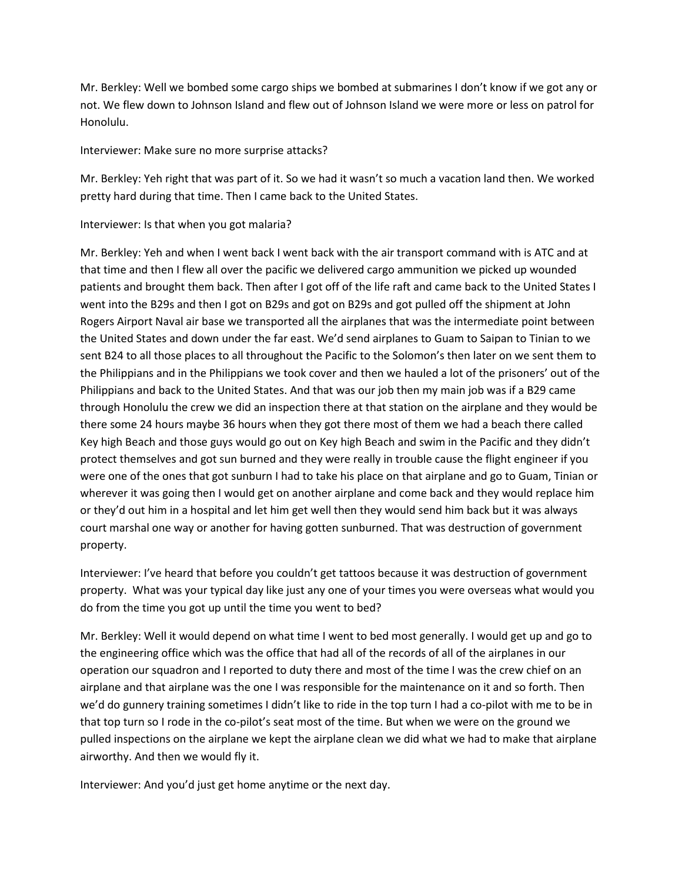Mr. Berkley: Well we bombed some cargo ships we bombed at submarines I don't know if we got any or not. We flew down to Johnson Island and flew out of Johnson Island we were more or less on patrol for Honolulu.

Interviewer: Make sure no more surprise attacks?

Mr. Berkley: Yeh right that was part of it. So we had it wasn't so much a vacation land then. We worked pretty hard during that time. Then I came back to the United States.

Interviewer: Is that when you got malaria?

Mr. Berkley: Yeh and when I went back I went back with the air transport command with is ATC and at that time and then I flew all over the pacific we delivered cargo ammunition we picked up wounded patients and brought them back. Then after I got off of the life raft and came back to the United States I went into the B29s and then I got on B29s and got on B29s and got pulled off the shipment at John Rogers Airport Naval air base we transported all the airplanes that was the intermediate point between the United States and down under the far east. We'd send airplanes to Guam to Saipan to Tinian to we sent B24 to all those places to all throughout the Pacific to the Solomon's then later on we sent them to the Philippians and in the Philippians we took cover and then we hauled a lot of the prisoners' out of the Philippians and back to the United States. And that was our job then my main job was if a B29 came through Honolulu the crew we did an inspection there at that station on the airplane and they would be there some 24 hours maybe 36 hours when they got there most of them we had a beach there called Key high Beach and those guys would go out on Key high Beach and swim in the Pacific and they didn't protect themselves and got sun burned and they were really in trouble cause the flight engineer if you were one of the ones that got sunburn I had to take his place on that airplane and go to Guam, Tinian or wherever it was going then I would get on another airplane and come back and they would replace him or they'd out him in a hospital and let him get well then they would send him back but it was always court marshal one way or another for having gotten sunburned. That was destruction of government property.

Interviewer: I've heard that before you couldn't get tattoos because it was destruction of government property. What was your typical day like just any one of your times you were overseas what would you do from the time you got up until the time you went to bed?

Mr. Berkley: Well it would depend on what time I went to bed most generally. I would get up and go to the engineering office which was the office that had all of the records of all of the airplanes in our operation our squadron and I reported to duty there and most of the time I was the crew chief on an airplane and that airplane was the one I was responsible for the maintenance on it and so forth. Then we'd do gunnery training sometimes I didn't like to ride in the top turn I had a co-pilot with me to be in that top turn so I rode in the co-pilot's seat most of the time. But when we were on the ground we pulled inspections on the airplane we kept the airplane clean we did what we had to make that airplane airworthy. And then we would fly it.

Interviewer: And you'd just get home anytime or the next day.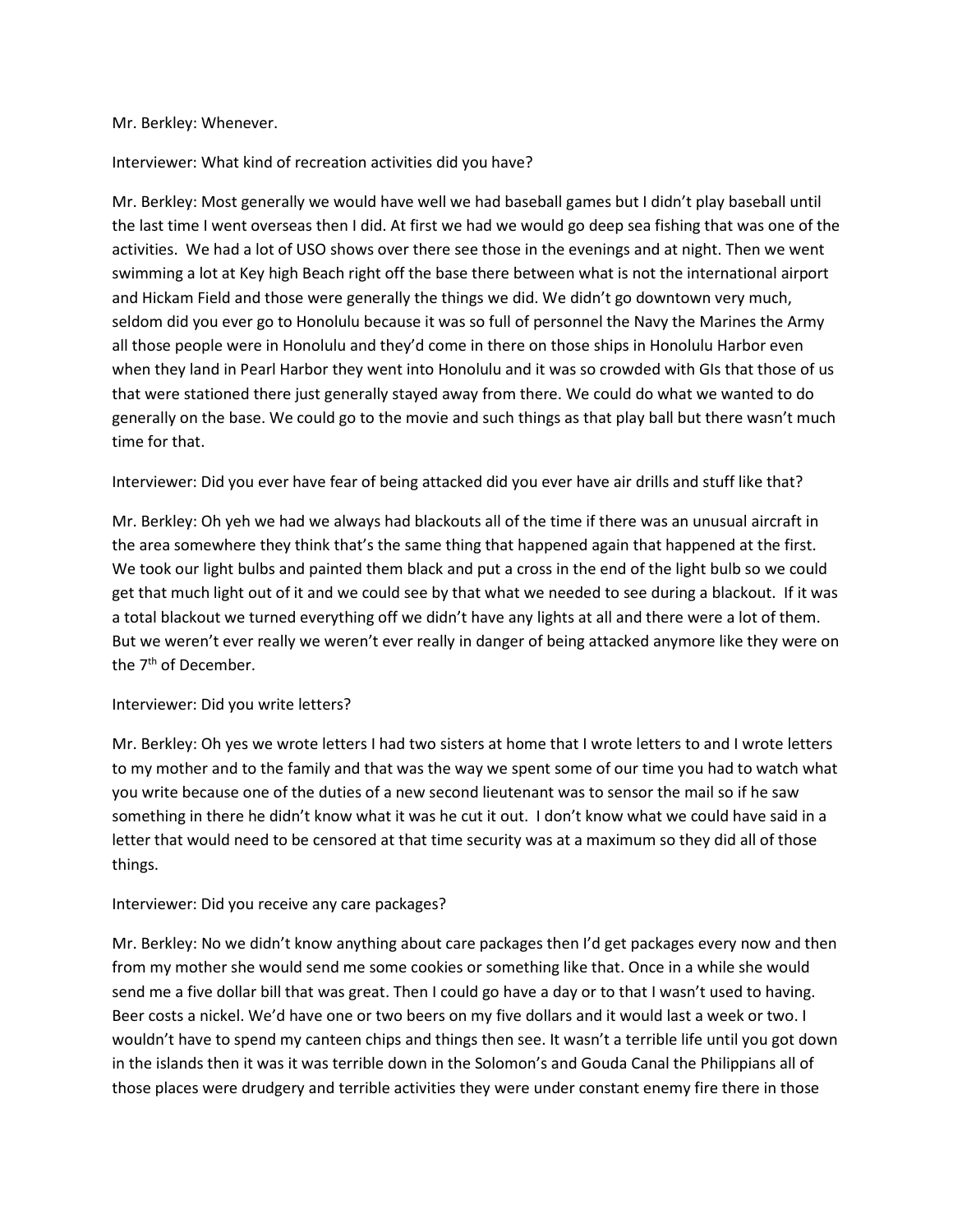Mr. Berkley: Whenever.

Interviewer: What kind of recreation activities did you have?

Mr. Berkley: Most generally we would have well we had baseball games but I didn't play baseball until the last time I went overseas then I did. At first we had we would go deep sea fishing that was one of the activities. We had a lot of USO shows over there see those in the evenings and at night. Then we went swimming a lot at Key high Beach right off the base there between what is not the international airport and Hickam Field and those were generally the things we did. We didn't go downtown very much, seldom did you ever go to Honolulu because it was so full of personnel the Navy the Marines the Army all those people were in Honolulu and they'd come in there on those ships in Honolulu Harbor even when they land in Pearl Harbor they went into Honolulu and it was so crowded with GIs that those of us that were stationed there just generally stayed away from there. We could do what we wanted to do generally on the base. We could go to the movie and such things as that play ball but there wasn't much time for that.

Interviewer: Did you ever have fear of being attacked did you ever have air drills and stuff like that?

Mr. Berkley: Oh yeh we had we always had blackouts all of the time if there was an unusual aircraft in the area somewhere they think that's the same thing that happened again that happened at the first. We took our light bulbs and painted them black and put a cross in the end of the light bulb so we could get that much light out of it and we could see by that what we needed to see during a blackout. If it was a total blackout we turned everything off we didn't have any lights at all and there were a lot of them. But we weren't ever really we weren't ever really in danger of being attacked anymore like they were on the 7th of December.

Interviewer: Did you write letters?

Mr. Berkley: Oh yes we wrote letters I had two sisters at home that I wrote letters to and I wrote letters to my mother and to the family and that was the way we spent some of our time you had to watch what you write because one of the duties of a new second lieutenant was to sensor the mail so if he saw something in there he didn't know what it was he cut it out. I don't know what we could have said in a letter that would need to be censored at that time security was at a maximum so they did all of those things.

Interviewer: Did you receive any care packages?

Mr. Berkley: No we didn't know anything about care packages then I'd get packages every now and then from my mother she would send me some cookies or something like that. Once in a while she would send me a five dollar bill that was great. Then I could go have a day or to that I wasn't used to having. Beer costs a nickel. We'd have one or two beers on my five dollars and it would last a week or two. I wouldn't have to spend my canteen chips and things then see. It wasn't a terrible life until you got down in the islands then it was it was terrible down in the Solomon's and Gouda Canal the Philippians all of those places were drudgery and terrible activities they were under constant enemy fire there in those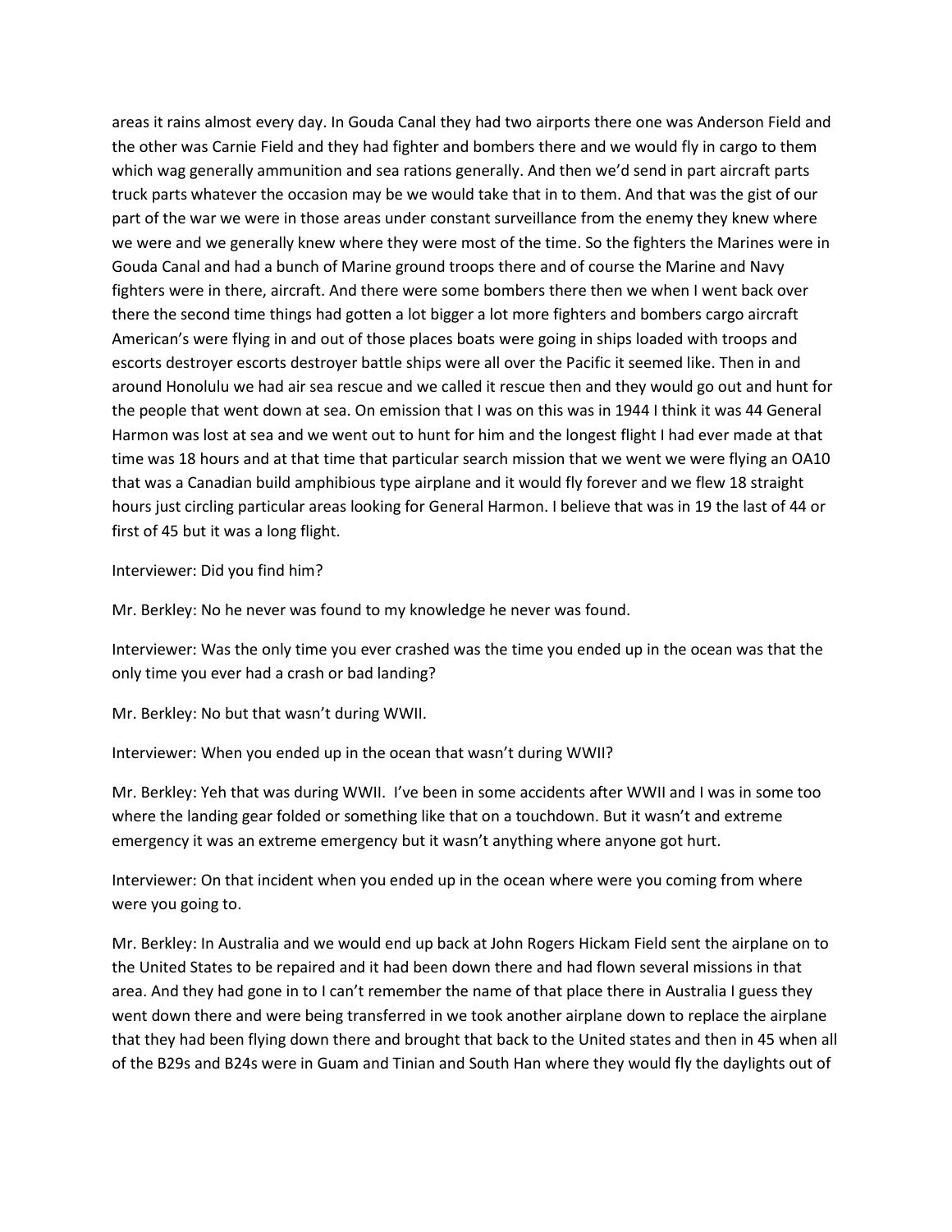areas it rains almost every day. In Gouda Canal they had two airports there one was Anderson Field and the other was Carnie Field and they had fighter and bombers there and we would fly in cargo to them which wag generally ammunition and sea rations generally. And then we'd send in part aircraft parts truck parts whatever the occasion may be we would take that in to them. And that was the gist of our part of the war we were in those areas under constant surveillance from the enemy they knew where we were and we generally knew where they were most of the time. So the fighters the Marines were in Gouda Canal and had a bunch of Marine ground troops there and of course the Marine and Navy fighters were in there, aircraft. And there were some bombers there then we when I went back over there the second time things had gotten a lot bigger a lot more fighters and bombers cargo aircraft American's were flying in and out of those places boats were going in ships loaded with troops and escorts destroyer escorts destroyer battle ships were all over the Pacific it seemed like. Then in and around Honolulu we had air sea rescue and we called it rescue then and they would go out and hunt for the people that went down at sea. On emission that I was on this was in 1944 I think it was 44 General Harmon was lost at sea and we went out to hunt for him and the longest flight I had ever made at that time was 18 hours and at that time that particular search mission that we went we were flying an OA10 that was a Canadian build amphibious type airplane and it would fly forever and we flew 18 straight hours just circling particular areas looking for General Harmon. I believe that was in 19 the last of 44 or first of 45 but it was a long flight.

Interviewer: Did you find him?

Mr. Berkley: No he never was found to my knowledge he never was found.

Interviewer: Was the only time you ever crashed was the time you ended up in the ocean was that the only time you ever had a crash or bad landing?

Mr. Berkley: No but that wasn't during WWII.

Interviewer: When you ended up in the ocean that wasn't during WWII?

Mr. Berkley: Yeh that was during WWII. I've been in some accidents after WWII and I was in some too where the landing gear folded or something like that on a touchdown. But it wasn't and extreme emergency it was an extreme emergency but it wasn't anything where anyone got hurt.

Interviewer: On that incident when you ended up in the ocean where were you coming from where were you going to.

Mr. Berkley: In Australia and we would end up back at John Rogers Hickam Field sent the airplane on to the United States to be repaired and it had been down there and had flown several missions in that area. And they had gone in to I can't remember the name of that place there in Australia I guess they went down there and were being transferred in we took another airplane down to replace the airplane that they had been flying down there and brought that back to the United states and then in 45 when all of the B29s and B24s were in Guam and Tinian and South Han where they would fly the daylights out of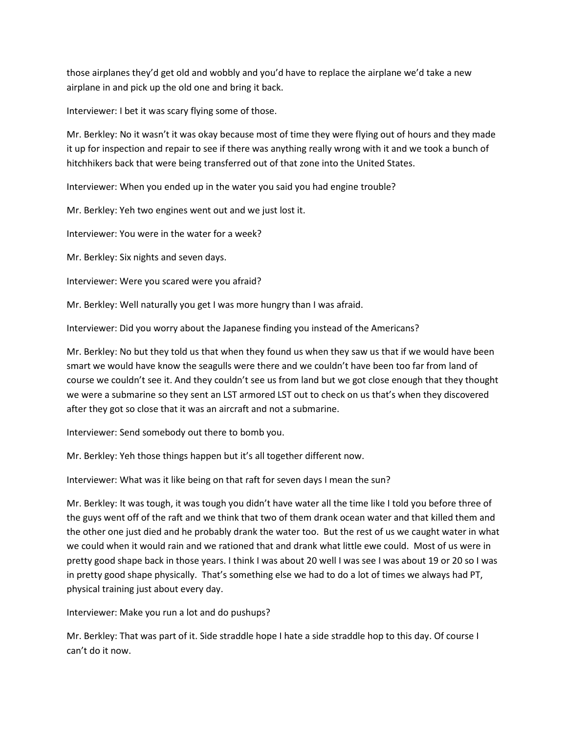those airplanes they'd get old and wobbly and you'd have to replace the airplane we'd take a new airplane in and pick up the old one and bring it back.

Interviewer: I bet it was scary flying some of those.

Mr. Berkley: No it wasn't it was okay because most of time they were flying out of hours and they made it up for inspection and repair to see if there was anything really wrong with it and we took a bunch of hitchhikers back that were being transferred out of that zone into the United States.

Interviewer: When you ended up in the water you said you had engine trouble?

Mr. Berkley: Yeh two engines went out and we just lost it.

Interviewer: You were in the water for a week?

Mr. Berkley: Six nights and seven days.

Interviewer: Were you scared were you afraid?

Mr. Berkley: Well naturally you get I was more hungry than I was afraid.

Interviewer: Did you worry about the Japanese finding you instead of the Americans?

Mr. Berkley: No but they told us that when they found us when they saw us that if we would have been smart we would have know the seagulls were there and we couldn't have been too far from land of course we couldn't see it. And they couldn't see us from land but we got close enough that they thought we were a submarine so they sent an LST armored LST out to check on us that's when they discovered after they got so close that it was an aircraft and not a submarine.

Interviewer: Send somebody out there to bomb you.

Mr. Berkley: Yeh those things happen but it's all together different now.

Interviewer: What was it like being on that raft for seven days I mean the sun?

Mr. Berkley: It was tough, it was tough you didn't have water all the time like I told you before three of the guys went off of the raft and we think that two of them drank ocean water and that killed them and the other one just died and he probably drank the water too. But the rest of us we caught water in what we could when it would rain and we rationed that and drank what little ewe could. Most of us were in pretty good shape back in those years. I think I was about 20 well I was see I was about 19 or 20 so I was in pretty good shape physically. That's something else we had to do a lot of times we always had PT, physical training just about every day.

Interviewer: Make you run a lot and do pushups?

Mr. Berkley: That was part of it. Side straddle hope I hate a side straddle hop to this day. Of course I can't do it now.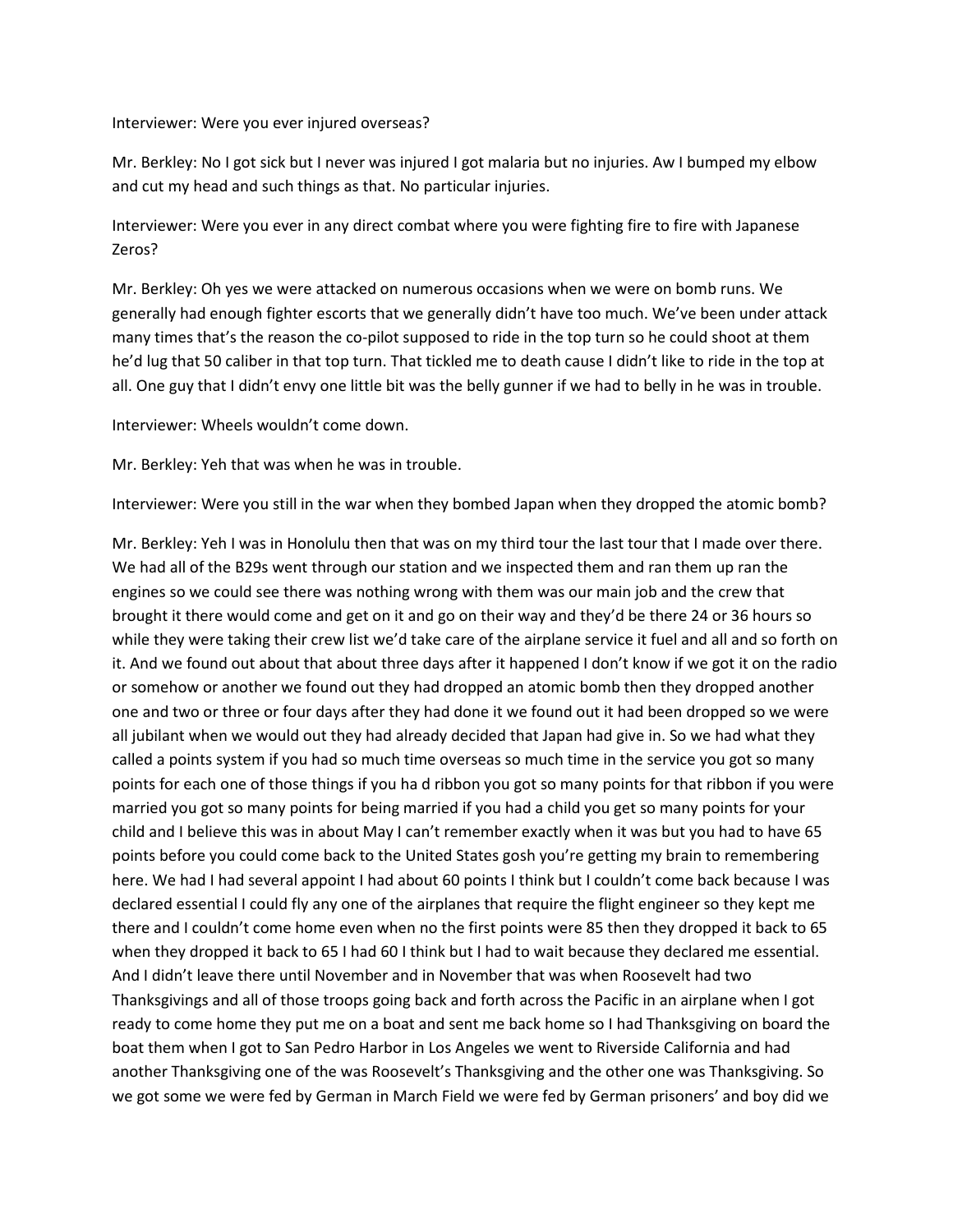Interviewer: Were you ever injured overseas?

Mr. Berkley: No I got sick but I never was injured I got malaria but no injuries. Aw I bumped my elbow and cut my head and such things as that. No particular injuries.

Interviewer: Were you ever in any direct combat where you were fighting fire to fire with Japanese Zeros?

Mr. Berkley: Oh yes we were attacked on numerous occasions when we were on bomb runs. We generally had enough fighter escorts that we generally didn't have too much. We've been under attack many times that's the reason the co-pilot supposed to ride in the top turn so he could shoot at them he'd lug that 50 caliber in that top turn. That tickled me to death cause I didn't like to ride in the top at all. One guy that I didn't envy one little bit was the belly gunner if we had to belly in he was in trouble.

Interviewer: Wheels wouldn't come down.

Mr. Berkley: Yeh that was when he was in trouble.

Interviewer: Were you still in the war when they bombed Japan when they dropped the atomic bomb?

Mr. Berkley: Yeh I was in Honolulu then that was on my third tour the last tour that I made over there. We had all of the B29s went through our station and we inspected them and ran them up ran the engines so we could see there was nothing wrong with them was our main job and the crew that brought it there would come and get on it and go on their way and they'd be there 24 or 36 hours so while they were taking their crew list we'd take care of the airplane service it fuel and all and so forth on it. And we found out about that about three days after it happened I don't know if we got it on the radio or somehow or another we found out they had dropped an atomic bomb then they dropped another one and two or three or four days after they had done it we found out it had been dropped so we were all jubilant when we would out they had already decided that Japan had give in. So we had what they called a points system if you had so much time overseas so much time in the service you got so many points for each one of those things if you ha d ribbon you got so many points for that ribbon if you were married you got so many points for being married if you had a child you get so many points for your child and I believe this was in about May I can't remember exactly when it was but you had to have 65 points before you could come back to the United States gosh you're getting my brain to remembering here. We had I had several appoint I had about 60 points I think but I couldn't come back because I was declared essential I could fly any one of the airplanes that require the flight engineer so they kept me there and I couldn't come home even when no the first points were 85 then they dropped it back to 65 when they dropped it back to 65 I had 60 I think but I had to wait because they declared me essential. And I didn't leave there until November and in November that was when Roosevelt had two Thanksgivings and all of those troops going back and forth across the Pacific in an airplane when I got ready to come home they put me on a boat and sent me back home so I had Thanksgiving on board the boat them when I got to San Pedro Harbor in Los Angeles we went to Riverside California and had another Thanksgiving one of the was Roosevelt's Thanksgiving and the other one was Thanksgiving. So we got some we were fed by German in March Field we were fed by German prisoners' and boy did we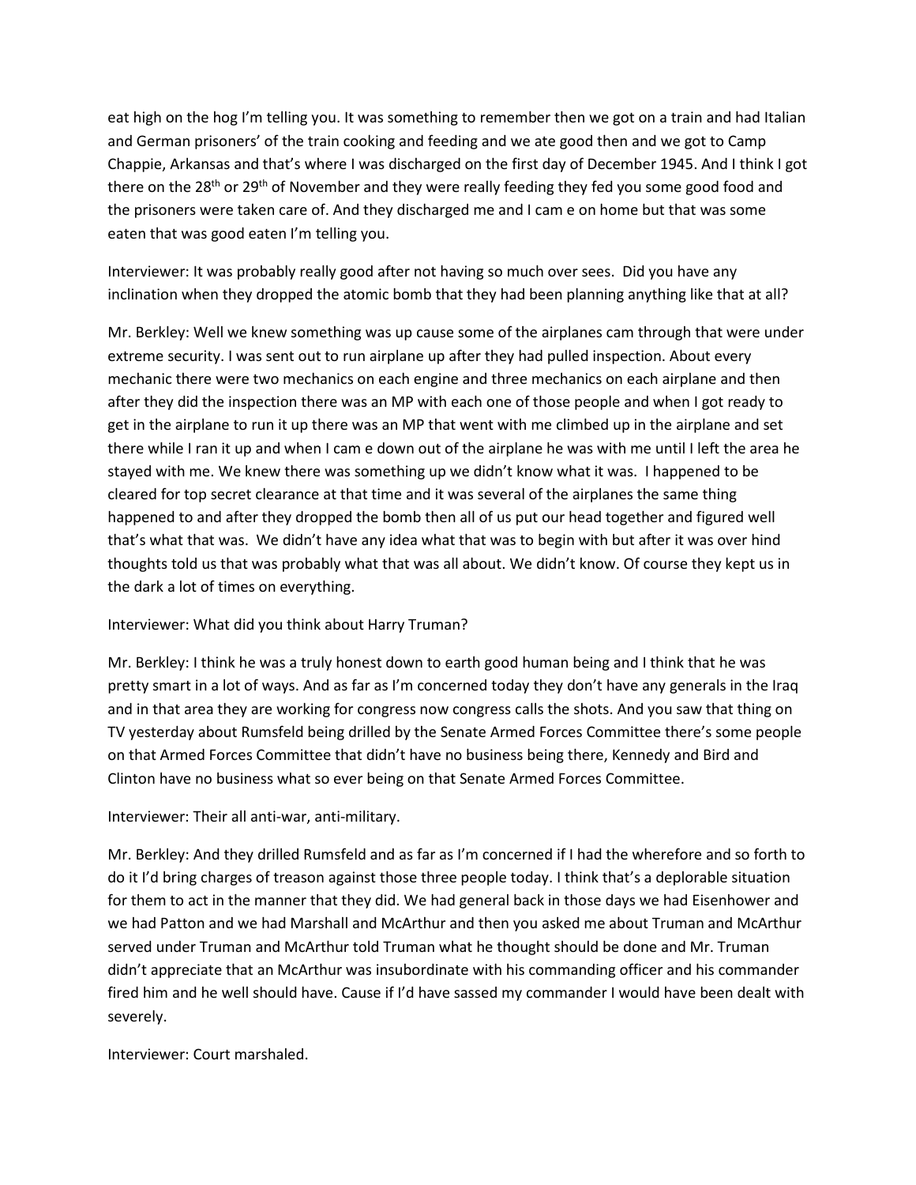eat high on the hog I'm telling you. It was something to remember then we got on a train and had Italian and German prisoners' of the train cooking and feeding and we ate good then and we got to Camp Chappie, Arkansas and that's where I was discharged on the first day of December 1945. And I think I got there on the 28th or 29th of November and they were really feeding they fed you some good food and the prisoners were taken care of. And they discharged me and I cam e on home but that was some eaten that was good eaten I'm telling you.

Interviewer: It was probably really good after not having so much over sees. Did you have any inclination when they dropped the atomic bomb that they had been planning anything like that at all?

Mr. Berkley: Well we knew something was up cause some of the airplanes cam through that were under extreme security. I was sent out to run airplane up after they had pulled inspection. About every mechanic there were two mechanics on each engine and three mechanics on each airplane and then after they did the inspection there was an MP with each one of those people and when I got ready to get in the airplane to run it up there was an MP that went with me climbed up in the airplane and set there while I ran it up and when I cam e down out of the airplane he was with me until I left the area he stayed with me. We knew there was something up we didn't know what it was. I happened to be cleared for top secret clearance at that time and it was several of the airplanes the same thing happened to and after they dropped the bomb then all of us put our head together and figured well that's what that was. We didn't have any idea what that was to begin with but after it was over hind thoughts told us that was probably what that was all about. We didn't know. Of course they kept us in the dark a lot of times on everything.

Interviewer: What did you think about Harry Truman?

Mr. Berkley: I think he was a truly honest down to earth good human being and I think that he was pretty smart in a lot of ways. And as far as I'm concerned today they don't have any generals in the Iraq and in that area they are working for congress now congress calls the shots. And you saw that thing on TV yesterday about Rumsfeld being drilled by the Senate Armed Forces Committee there's some people on that Armed Forces Committee that didn't have no business being there, Kennedy and Bird and Clinton have no business what so ever being on that Senate Armed Forces Committee.

Interviewer: Their all anti-war, anti-military.

Mr. Berkley: And they drilled Rumsfeld and as far as I'm concerned if I had the wherefore and so forth to do it I'd bring charges of treason against those three people today. I think that's a deplorable situation for them to act in the manner that they did. We had general back in those days we had Eisenhower and we had Patton and we had Marshall and McArthur and then you asked me about Truman and McArthur served under Truman and McArthur told Truman what he thought should be done and Mr. Truman didn't appreciate that an McArthur was insubordinate with his commanding officer and his commander fired him and he well should have. Cause if I'd have sassed my commander I would have been dealt with severely.

Interviewer: Court marshaled.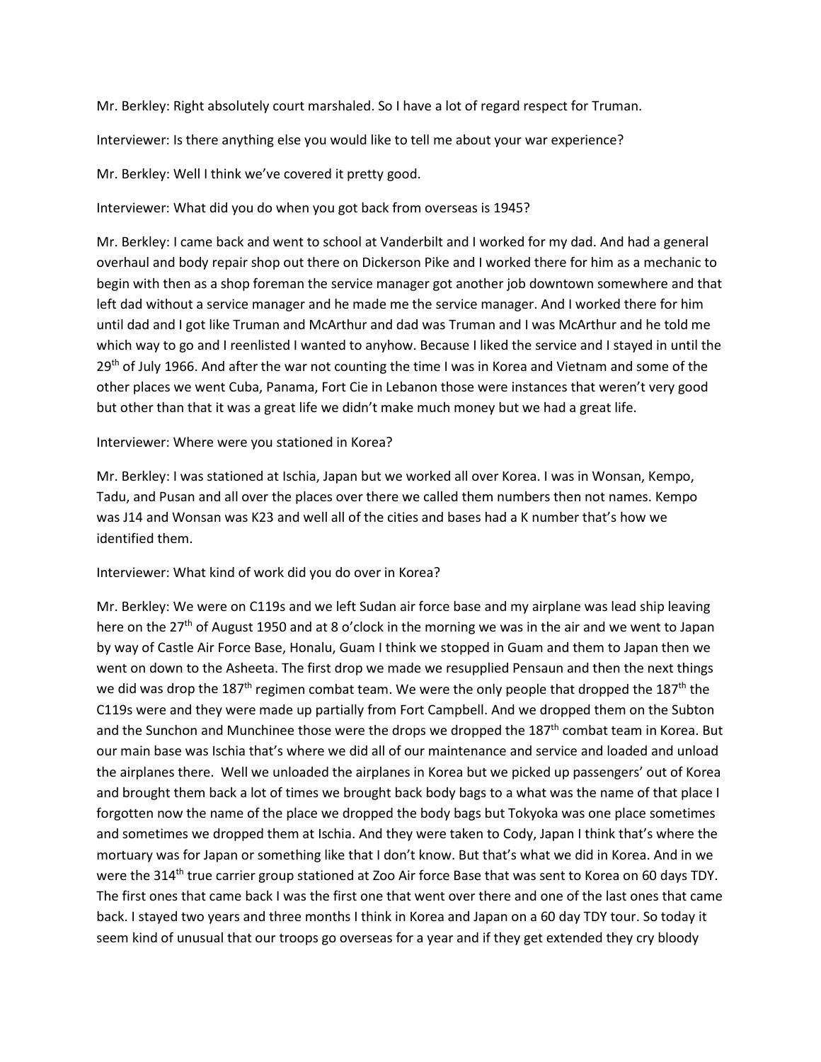Mr. Berkley: Right absolutely court marshaled. So I have a lot of regard respect for Truman.

Interviewer: Is there anything else you would like to tell me about your war experience?

Mr. Berkley: Well I think we've covered it pretty good.

Interviewer: What did you do when you got back from overseas is 1945?

Mr. Berkley: I came back and went to school at Vanderbilt and I worked for my dad. And had a general overhaul and body repair shop out there on Dickerson Pike and I worked there for him as a mechanic to begin with then as a shop foreman the service manager got another job downtown somewhere and that left dad without a service manager and he made me the service manager. And I worked there for him until dad and I got like Truman and McArthur and dad was Truman and I was McArthur and he told me which way to go and I reenlisted I wanted to anyhow. Because I liked the service and I stayed in until the 29th of July 1966. And after the war not counting the time I was in Korea and Vietnam and some of the other places we went Cuba, Panama, Fort Cie in Lebanon those were instances that weren't very good but other than that it was a great life we didn't make much money but we had a great life.

Interviewer: Where were you stationed in Korea?

Mr. Berkley: I was stationed at Ischia, Japan but we worked all over Korea. I was in Wonsan, Kempo, Tadu, and Pusan and all over the places over there we called them numbers then not names. Kempo was J14 and Wonsan was K23 and well all of the cities and bases had a K number that's how we identified them.

Interviewer: What kind of work did you do over in Korea?

Mr. Berkley: We were on C119s and we left Sudan air force base and my airplane was lead ship leaving here on the 27th of August 1950 and at 8 o'clock in the morning we was in the air and we went to Japan by way of Castle Air Force Base, Honalu, Guam I think we stopped in Guam and them to Japan then we went on down to the Asheeta. The first drop we made we resupplied Pensaun and then the next things we did was drop the 187th regimen combat team. We were the only people that dropped the 187th the C119s were and they were made up partially from Fort Campbell. And we dropped them on the Subton and the Sunchon and Munchinee those were the drops we dropped the 187th combat team in Korea. But our main base was Ischia that's where we did all of our maintenance and service and loaded and unload the airplanes there. Well we unloaded the airplanes in Korea but we picked up passengers' out of Korea and brought them back a lot of times we brought back body bags to a what was the name of that place I forgotten now the name of the place we dropped the body bags but Tokyoka was one place sometimes and sometimes we dropped them at Ischia. And they were taken to Cody, Japan I think that's where the mortuary was for Japan or something like that I don't know. But that's what we did in Korea. And in we were the 314th true carrier group stationed at Zoo Air force Base that was sent to Korea on 60 days TDY. The first ones that came back I was the first one that went over there and one of the last ones that came back. I stayed two years and three months I think in Korea and Japan on a 60 day TDY tour. So today it seem kind of unusual that our troops go overseas for a year and if they get extended they cry bloody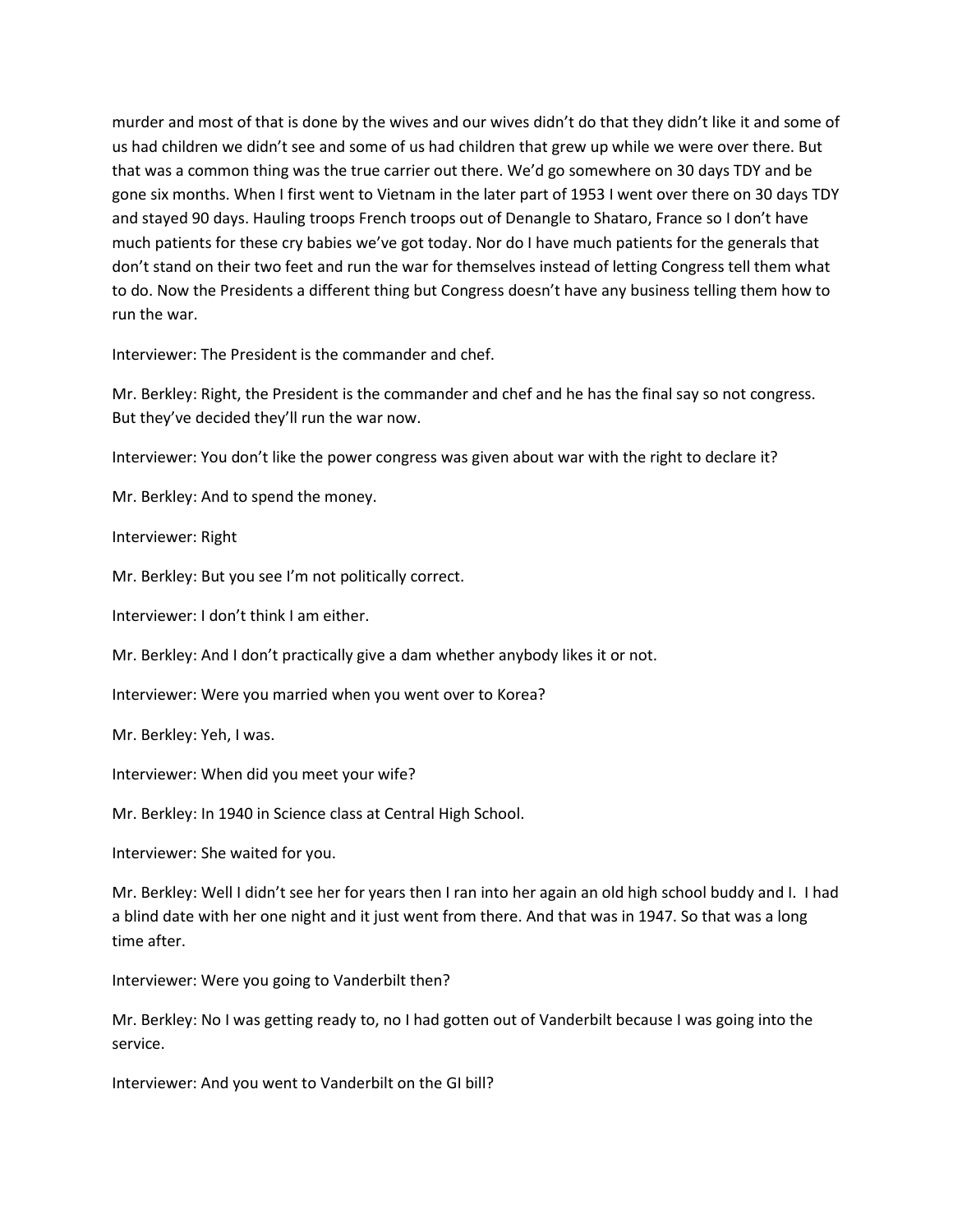murder and most of that is done by the wives and our wives didn't do that they didn't like it and some of us had children we didn't see and some of us had children that grew up while we were over there. But that was a common thing was the true carrier out there. We'd go somewhere on 30 days TDY and be gone six months. When I first went to Vietnam in the later part of 1953 I went over there on 30 days TDY and stayed 90 days. Hauling troops French troops out of Denangle to Shataro, France so I don't have much patients for these cry babies we've got today. Nor do I have much patients for the generals that don't stand on their two feet and run the war for themselves instead of letting Congress tell them what to do. Now the Presidents a different thing but Congress doesn't have any business telling them how to run the war.

Interviewer: The President is the commander and chef.

Mr. Berkley: Right, the President is the commander and chef and he has the final say so not congress. But they've decided they'll run the war now.

Interviewer: You don't like the power congress was given about war with the right to declare it?

Mr. Berkley: And to spend the money.

Interviewer: Right

Mr. Berkley: But you see I'm not politically correct.

Interviewer: I don't think I am either.

Mr. Berkley: And I don't practically give a dam whether anybody likes it or not.

Interviewer: Were you married when you went over to Korea?

Mr. Berkley: Yeh, I was.

Interviewer: When did you meet your wife?

Mr. Berkley: In 1940 in Science class at Central High School.

Interviewer: She waited for you.

Mr. Berkley: Well I didn't see her for years then I ran into her again an old high school buddy and I. I had a blind date with her one night and it just went from there. And that was in 1947. So that was a long time after.

Interviewer: Were you going to Vanderbilt then?

Mr. Berkley: No I was getting ready to, no I had gotten out of Vanderbilt because I was going into the service.

Interviewer: And you went to Vanderbilt on the GI bill?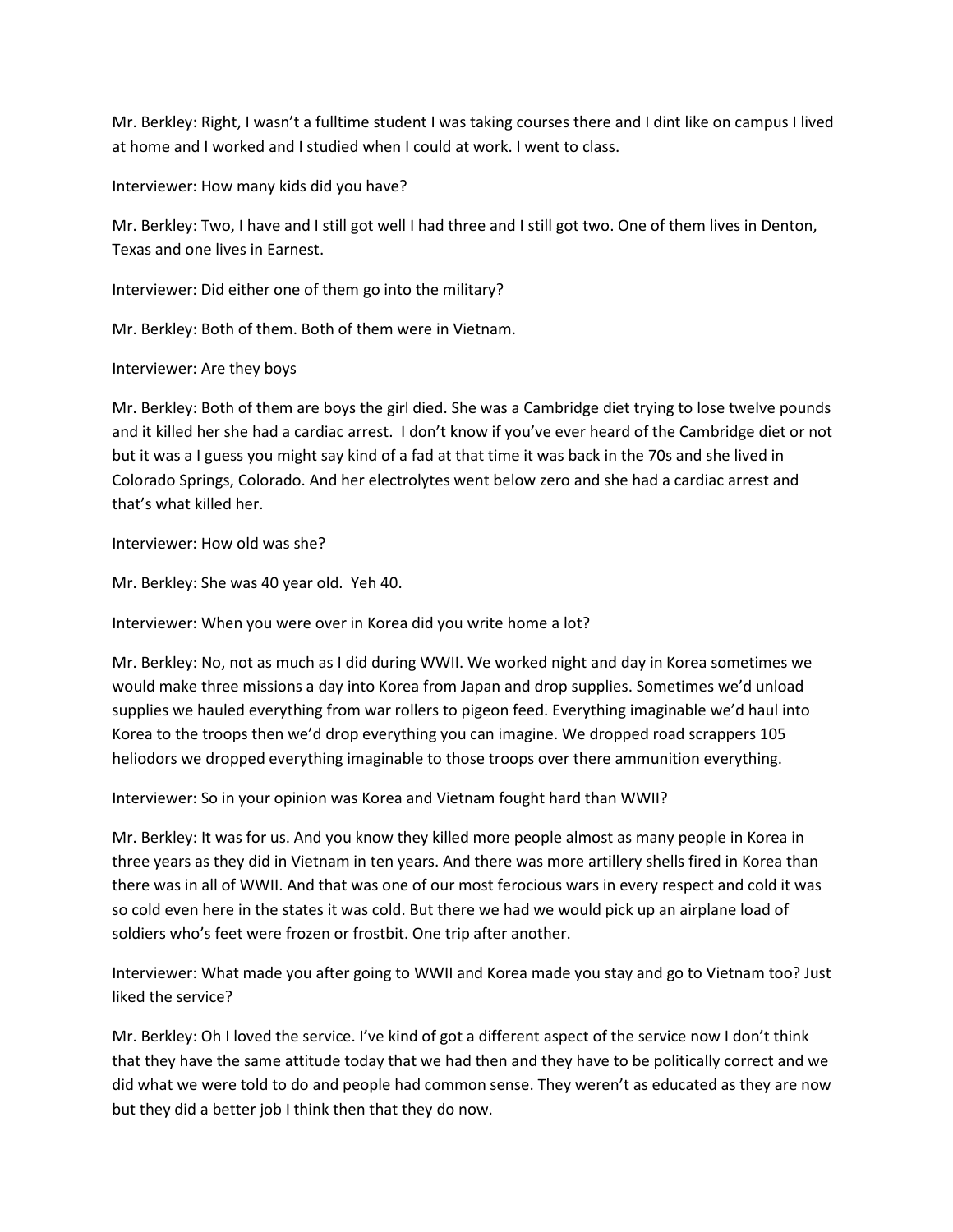Mr. Berkley: Right, I wasn't a fulltime student I was taking courses there and I dint like on campus I lived at home and I worked and I studied when I could at work. I went to class.

Interviewer: How many kids did you have?

Mr. Berkley: Two, I have and I still got well I had three and I still got two. One of them lives in Denton, Texas and one lives in Earnest.

Interviewer: Did either one of them go into the military?

Mr. Berkley: Both of them. Both of them were in Vietnam.

Interviewer: Are they boys

Mr. Berkley: Both of them are boys the girl died. She was a Cambridge diet trying to lose twelve pounds and it killed her she had a cardiac arrest. I don't know if you've ever heard of the Cambridge diet or not but it was a I guess you might say kind of a fad at that time it was back in the 70s and she lived in Colorado Springs, Colorado. And her electrolytes went below zero and she had a cardiac arrest and that's what killed her.

Interviewer: How old was she?

Mr. Berkley: She was 40 year old. Yeh 40.

Interviewer: When you were over in Korea did you write home a lot?

Mr. Berkley: No, not as much as I did during WWII. We worked night and day in Korea sometimes we would make three missions a day into Korea from Japan and drop supplies. Sometimes we'd unload supplies we hauled everything from war rollers to pigeon feed. Everything imaginable we'd haul into Korea to the troops then we'd drop everything you can imagine. We dropped road scrappers 105 heliodors we dropped everything imaginable to those troops over there ammunition everything.

Interviewer: So in your opinion was Korea and Vietnam fought hard than WWII?

Mr. Berkley: It was for us. And you know they killed more people almost as many people in Korea in three years as they did in Vietnam in ten years. And there was more artillery shells fired in Korea than there was in all of WWII. And that was one of our most ferocious wars in every respect and cold it was so cold even here in the states it was cold. But there we had we would pick up an airplane load of soldiers who's feet were frozen or frostbit. One trip after another.

Interviewer: What made you after going to WWII and Korea made you stay and go to Vietnam too? Just liked the service?

Mr. Berkley: Oh I loved the service. I've kind of got a different aspect of the service now I don't think that they have the same attitude today that we had then and they have to be politically correct and we did what we were told to do and people had common sense. They weren't as educated as they are now but they did a better job I think then that they do now.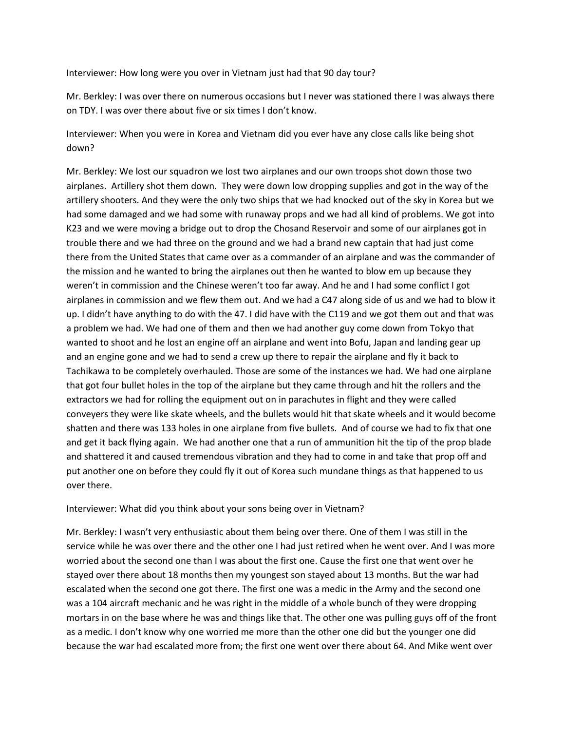Interviewer: How long were you over in Vietnam just had that 90 day tour?

Mr. Berkley: I was over there on numerous occasions but I never was stationed there I was always there on TDY. I was over there about five or six times I don't know.

Interviewer: When you were in Korea and Vietnam did you ever have any close calls like being shot down?

Mr. Berkley: We lost our squadron we lost two airplanes and our own troops shot down those two airplanes. Artillery shot them down. They were down low dropping supplies and got in the way of the artillery shooters. And they were the only two ships that we had knocked out of the sky in Korea but we had some damaged and we had some with runaway props and we had all kind of problems. We got into K23 and we were moving a bridge out to drop the Chosand Reservoir and some of our airplanes got in trouble there and we had three on the ground and we had a brand new captain that had just come there from the United States that came over as a commander of an airplane and was the commander of the mission and he wanted to bring the airplanes out then he wanted to blow em up because they weren't in commission and the Chinese weren't too far away. And he and I had some conflict I got airplanes in commission and we flew them out. And we had a C47 along side of us and we had to blow it up. I didn't have anything to do with the 47. I did have with the C119 and we got them out and that was a problem we had. We had one of them and then we had another guy come down from Tokyo that wanted to shoot and he lost an engine off an airplane and went into Bofu, Japan and landing gear up and an engine gone and we had to send a crew up there to repair the airplane and fly it back to Tachikawa to be completely overhauled. Those are some of the instances we had. We had one airplane that got four bullet holes in the top of the airplane but they came through and hit the rollers and the extractors we had for rolling the equipment out on in parachutes in flight and they were called conveyers they were like skate wheels, and the bullets would hit that skate wheels and it would become shatten and there was 133 holes in one airplane from five bullets. And of course we had to fix that one and get it back flying again. We had another one that a run of ammunition hit the tip of the prop blade and shattered it and caused tremendous vibration and they had to come in and take that prop off and put another one on before they could fly it out of Korea such mundane things as that happened to us over there.

Interviewer: What did you think about your sons being over in Vietnam?

Mr. Berkley: I wasn't very enthusiastic about them being over there. One of them I was still in the service while he was over there and the other one I had just retired when he went over. And I was more worried about the second one than I was about the first one. Cause the first one that went over he stayed over there about 18 months then my youngest son stayed about 13 months. But the war had escalated when the second one got there. The first one was a medic in the Army and the second one was a 104 aircraft mechanic and he was right in the middle of a whole bunch of they were dropping mortars in on the base where he was and things like that. The other one was pulling guys off of the front as a medic. I don't know why one worried me more than the other one did but the younger one did because the war had escalated more from; the first one went over there about 64. And Mike went over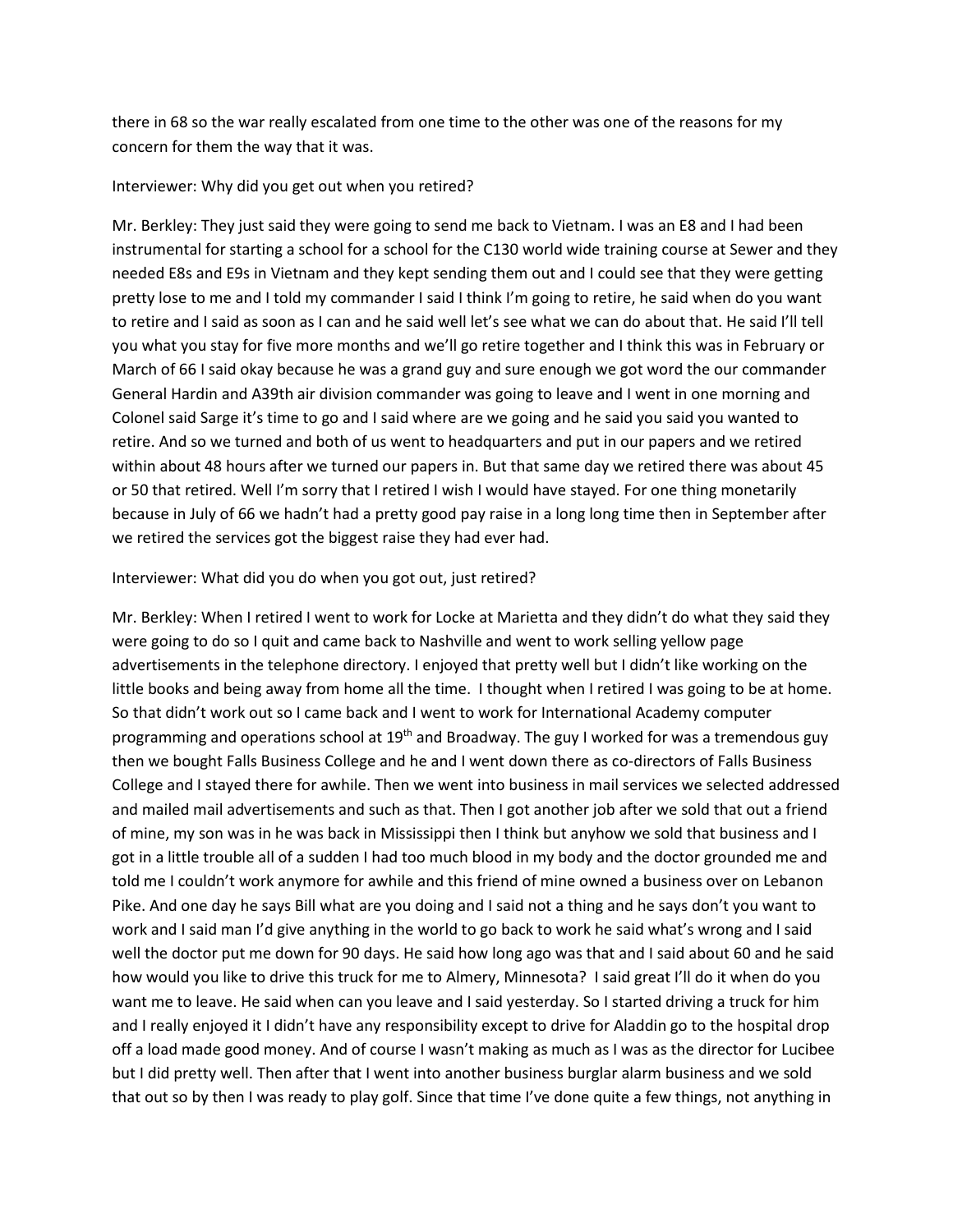there in 68 so the war really escalated from one time to the other was one of the reasons for my concern for them the way that it was.

Interviewer: Why did you get out when you retired?

Mr. Berkley: They just said they were going to send me back to Vietnam. I was an E8 and I had been instrumental for starting a school for a school for the C130 world wide training course at Sewer and they needed E8s and E9s in Vietnam and they kept sending them out and I could see that they were getting pretty lose to me and I told my commander I said I think I'm going to retire, he said when do you want to retire and I said as soon as I can and he said well let's see what we can do about that. He said I'll tell you what you stay for five more months and we'll go retire together and I think this was in February or March of 66 I said okay because he was a grand guy and sure enough we got word the our commander General Hardin and A39th air division commander was going to leave and I went in one morning and Colonel said Sarge it's time to go and I said where are we going and he said you said you wanted to retire. And so we turned and both of us went to headquarters and put in our papers and we retired within about 48 hours after we turned our papers in. But that same day we retired there was about 45 or 50 that retired. Well I'm sorry that I retired I wish I would have stayed. For one thing monetarily because in July of 66 we hadn't had a pretty good pay raise in a long long time then in September after we retired the services got the biggest raise they had ever had.

Interviewer: What did you do when you got out, just retired?

Mr. Berkley: When I retired I went to work for Locke at Marietta and they didn't do what they said they were going to do so I quit and came back to Nashville and went to work selling yellow page advertisements in the telephone directory. I enjoyed that pretty well but I didn't like working on the little books and being away from home all the time. I thought when I retired I was going to be at home. So that didn't work out so I came back and I went to work for International Academy computer programming and operations school at 19th and Broadway. The guy I worked for was a tremendous guy then we bought Falls Business College and he and I went down there as co-directors of Falls Business College and I stayed there for awhile. Then we went into business in mail services we selected addressed and mailed mail advertisements and such as that. Then I got another job after we sold that out a friend of mine, my son was in he was back in Mississippi then I think but anyhow we sold that business and I got in a little trouble all of a sudden I had too much blood in my body and the doctor grounded me and told me I couldn't work anymore for awhile and this friend of mine owned a business over on Lebanon Pike. And one day he says Bill what are you doing and I said not a thing and he says don't you want to work and I said man I'd give anything in the world to go back to work he said what's wrong and I said well the doctor put me down for 90 days. He said how long ago was that and I said about 60 and he said how would you like to drive this truck for me to Almery, Minnesota? I said great I'll do it when do you want me to leave. He said when can you leave and I said yesterday. So I started driving a truck for him and I really enjoyed it I didn't have any responsibility except to drive for Aladdin go to the hospital drop off a load made good money. And of course I wasn't making as much as I was as the director for Lucibee but I did pretty well. Then after that I went into another business burglar alarm business and we sold that out so by then I was ready to play golf. Since that time I've done quite a few things, not anything in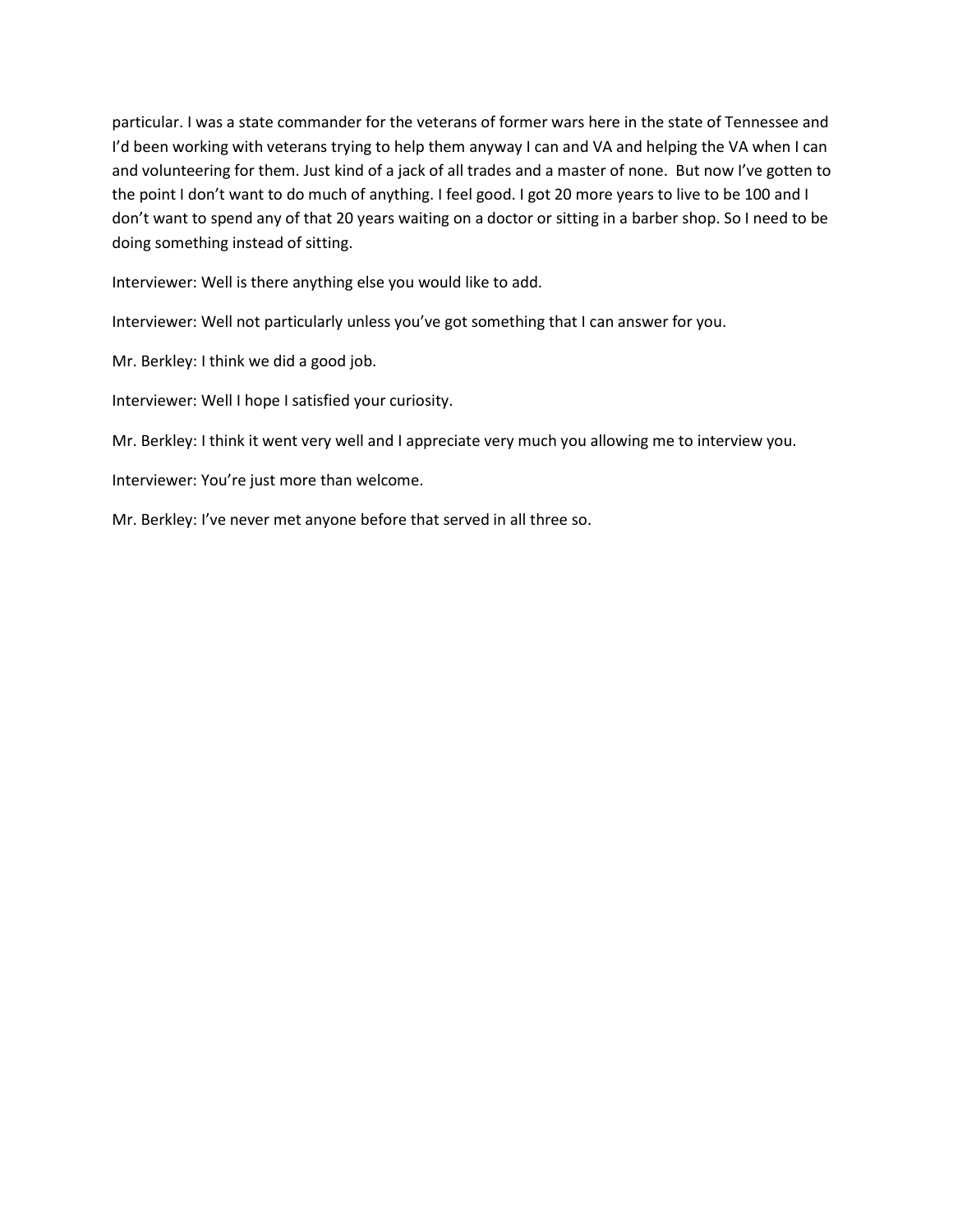particular. I was a state commander for the veterans of former wars here in the state of Tennessee and I'd been working with veterans trying to help them anyway I can and VA and helping the VA when I can and volunteering for them. Just kind of a jack of all trades and a master of none. But now I've gotten to the point I don't want to do much of anything. I feel good. I got 20 more years to live to be 100 and I don't want to spend any of that 20 years waiting on a doctor or sitting in a barber shop. So I need to be doing something instead of sitting.

Interviewer: Well is there anything else you would like to add.

Interviewer: Well not particularly unless you've got something that I can answer for you.

Mr. Berkley: I think we did a good job.

Interviewer: Well I hope I satisfied your curiosity.

Mr. Berkley: I think it went very well and I appreciate very much you allowing me to interview you.

Interviewer: You're just more than welcome.

Mr. Berkley: I've never met anyone before that served in all three so.